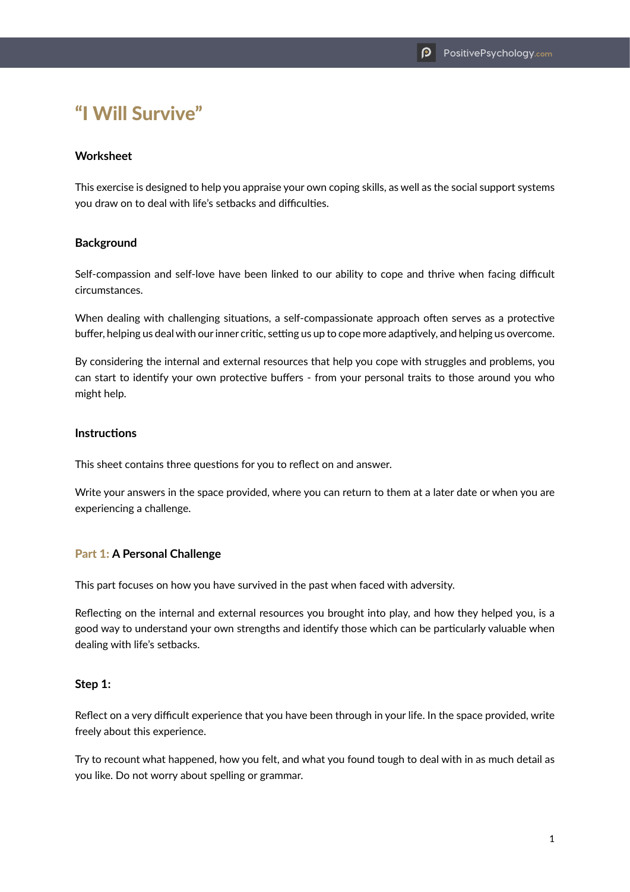# "I Will Survive"

## Worksheet

This exercise is designed to help you appraise your own coping skills, as well as the social support systems you draw on to deal with life's setbacks and difficulties.

## Background

Self-compassion and self-love have been linked to our ability to cope and thrive when facing difficult circumstances.

When dealing with challenging situations, a self-compassionate approach often serves as a protective buffer, helping us deal with our inner critic, setting us up to cope more adaptively, and helping us overcome.

By considering the internal and external resources that help you cope with struggles and problems, you can start to identify your own protective buffers - from your personal traits to those around you who might help.

## Instructions

This sheet contains three questions for you to reflect on and answer.

Write your answers in the space provided, where you can return to them at a later date or when you are experiencing a challenge.

## Part 1: A Personal Challenge

This part focuses on how you have survived in the past when faced with adversity.

Reflecting on the internal and external resources you brought into play, and how they helped you, is a good way to understand your own strengths and identify those which can be particularly valuable when dealing with life's setbacks.

### Step 1:

Reflect on a very difficult experience that you have been through in your life. In the space provided, write freely about this experience.

Try to recount what happened, how you felt, and what you found tough to deal with in as much detail as you like. Do not worry about spelling or grammar.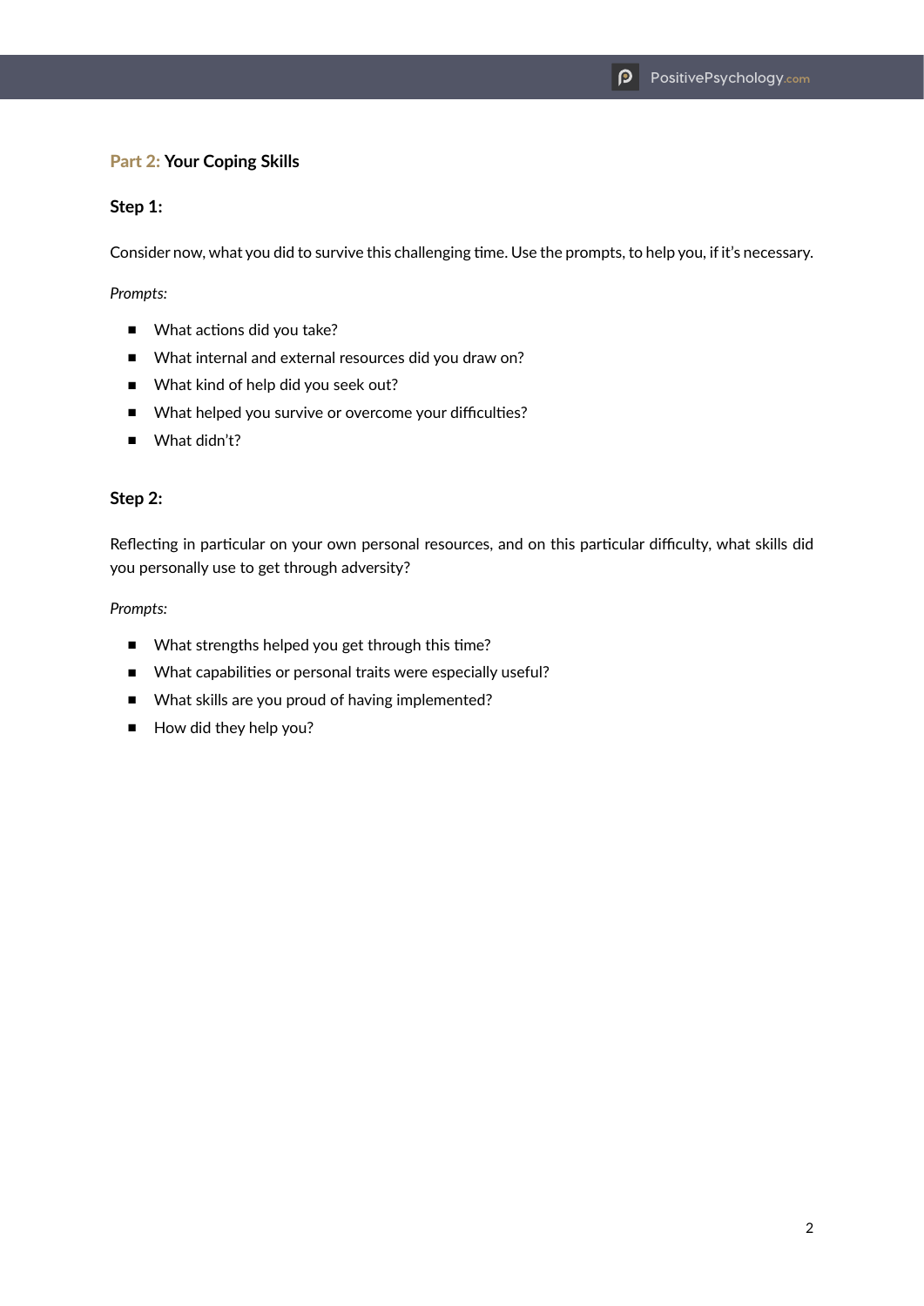## Part 2: Your Coping Skills

### Step 1:

Consider now, what you did to survive this challenging time. Use the prompts, to help you, if it's necessary.

*Prompts:*

- What actions did you take?
- What internal and external resources did you draw on?
- What kind of help did you seek out?
- What helped you survive or overcome your difficulties?
- What didn't?

### Step 2:

Reflecting in particular on your own personal resources, and on this particular difficulty, what skills did you personally use to get through adversity?

*Prompts:*

- What strengths helped you get through this time?
- What capabilities or personal traits were especially useful?
- What skills are you proud of having implemented?
- How did they help you?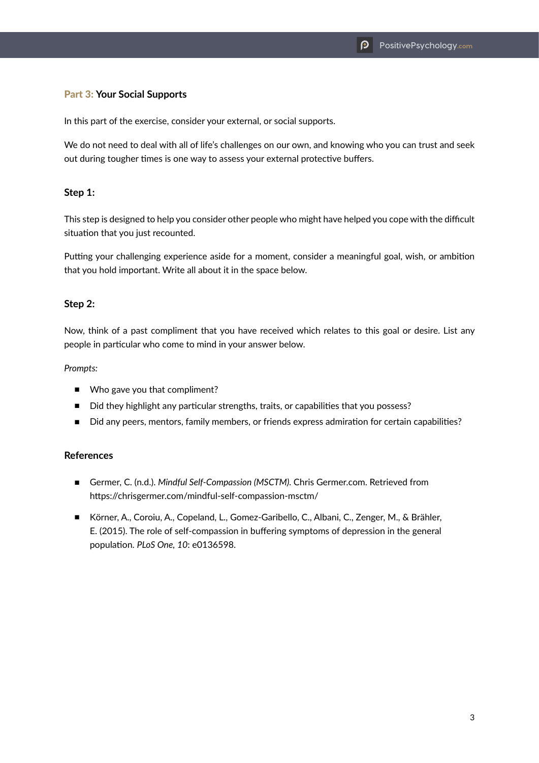## Part 3: Your Social Supports

In this part of the exercise, consider your external, or social supports.

We do not need to deal with all of life's challenges on our own, and knowing who you can trust and seek out during tougher times is one way to assess your external protective buffers.

### Step 1:

This step is designed to help you consider other people who might have helped you cope with the difficult situation that you just recounted.

Putting your challenging experience aside for a moment, consider a meaningful goal, wish, or ambition that you hold important. Write all about it in the space below.

### Step 2:

Now, think of a past compliment that you have received which relates to this goal or desire. List any people in particular who come to mind in your answer below.

*Prompts:*

- Who gave you that compliment?
- Did they highlight any particular strengths, traits, or capabilities that you possess?
- Did any peers, mentors, family members, or friends express admiration for certain capabilities?

### References

- Germer, C. (n.d.). *Mindful Self-Compassion (MSCTM).* Chris Germer.com. Retrieved from https://chrisgermer.com/mindful-self-compassion-msctm/
- Körner, A., Coroiu, A., Copeland, L., Gomez-Garibello, C., Albani, C., Zenger, M., & Brähler, E. (2015). The role of self-compassion in buffering symptoms of depression in the general population. *PLoS One, 10*: e0136598.